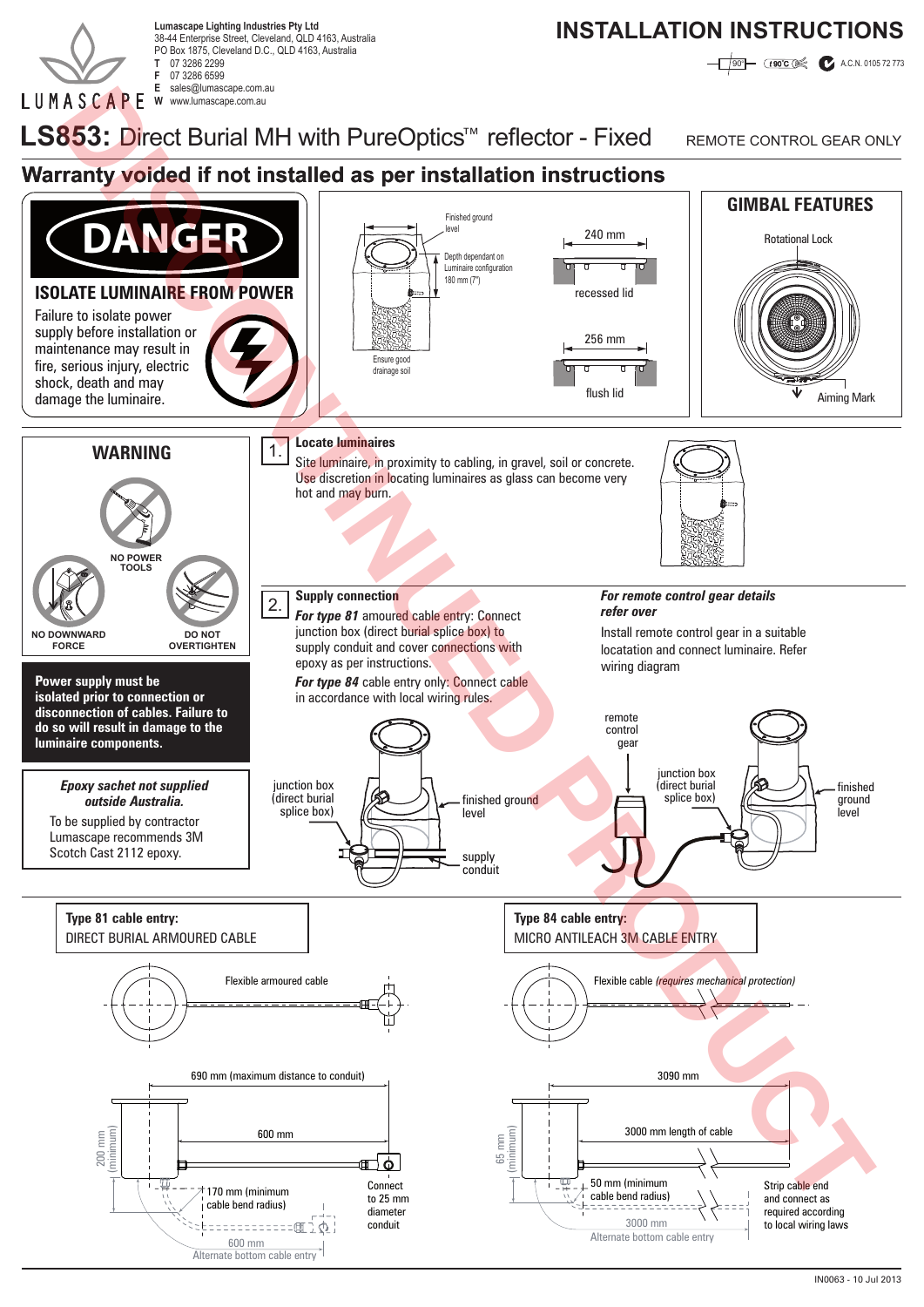**Lumascape Lighting Industries Pty Ltd**
38-44 Enterprise Street, Cleveland, QLD 4163, Australia
PO Box 1875, Cleveland D.C., QLD 4163, Australia
T 07 3286 2299
F 07 3286 6599
E sales@lumascape.com.au
W www.lumascape.com.au

# INSTALLATION INSTRUCTIONS

A.C.N. 0105 72 773

# LS853: Direct Burial MH with PureOptics™ reflector - Fixed

REMOTE CONTROL GEAR ONLY

DISCONTINUED PRODUCT

## Warranty voided if not installed as per installation instructions

## DANGER

### ISOLATE LUMINAIRE FROM POWER

Failure to isolate power supply before installation or maintenance may result in fire, serious injury, electric shock, death and may damage the luminaire.

Finished ground level

Depth dependant on Luminaire configuration 180 mm (7")

Ensure good drainage soil

240 mm — recessed lid

256 mm — flush lid

## GIMBAL FEATURES

Rotational Lock

Aiming Mark

## WARNING

NO POWER TOOLS

NO DOWNWARD FORCE

DO NOT OVERTIGHTEN

**Power supply must be isolated prior to connection or disconnection of cables. Failure to do so will result in damage to the luminaire components.**

***Epoxy sachet not supplied outside Australia.***

To be supplied by contractor Lumascape recommends 3M Scotch Cast 2112 epoxy.

### 1. Locate luminaires

Site luminaire, in proximity to cabling, in gravel, soil or concrete. Use discretion in locating luminaires as glass can become very hot and may burn.

### 2. Supply connection

***For type 81*** amoured cable entry: Connect junction box (direct burial splice box) to supply conduit and cover connections with epoxy as per instructions.

***For type 84*** cable entry only: Connect cable in accordance with local wiring rules.

***For remote control gear details refer over***

Install remote control gear in a suitable locatation and connect luminaire. Refer wiring diagram

junction box (direct burial splice box)

finished ground level

supply conduit

remote control gear

junction box (direct burial splice box)

finished ground level

**Type 81 cable entry:**
DIRECT BURIAL ARMOURED CABLE

Flexible armoured cable

690 mm (maximum distance to conduit)

600 mm

200 mm (minimum)

170 mm (minimum cable bend radius)

600 mm
Alternate bottom cable entry

Connect to 25 mm diameter conduit

**Type 84 cable entry:**
MICRO ANTILEACH 3M CABLE ENTRY

Flexible cable *(requires mechanical protection)*

3090 mm

3000 mm length of cable

65 mm (minimum)

50 mm (minimum cable bend radius)

3000 mm
Alternate bottom cable entry

Strip cable end and connect as required according to local wiring laws

IN0063 - 10 Jul 2013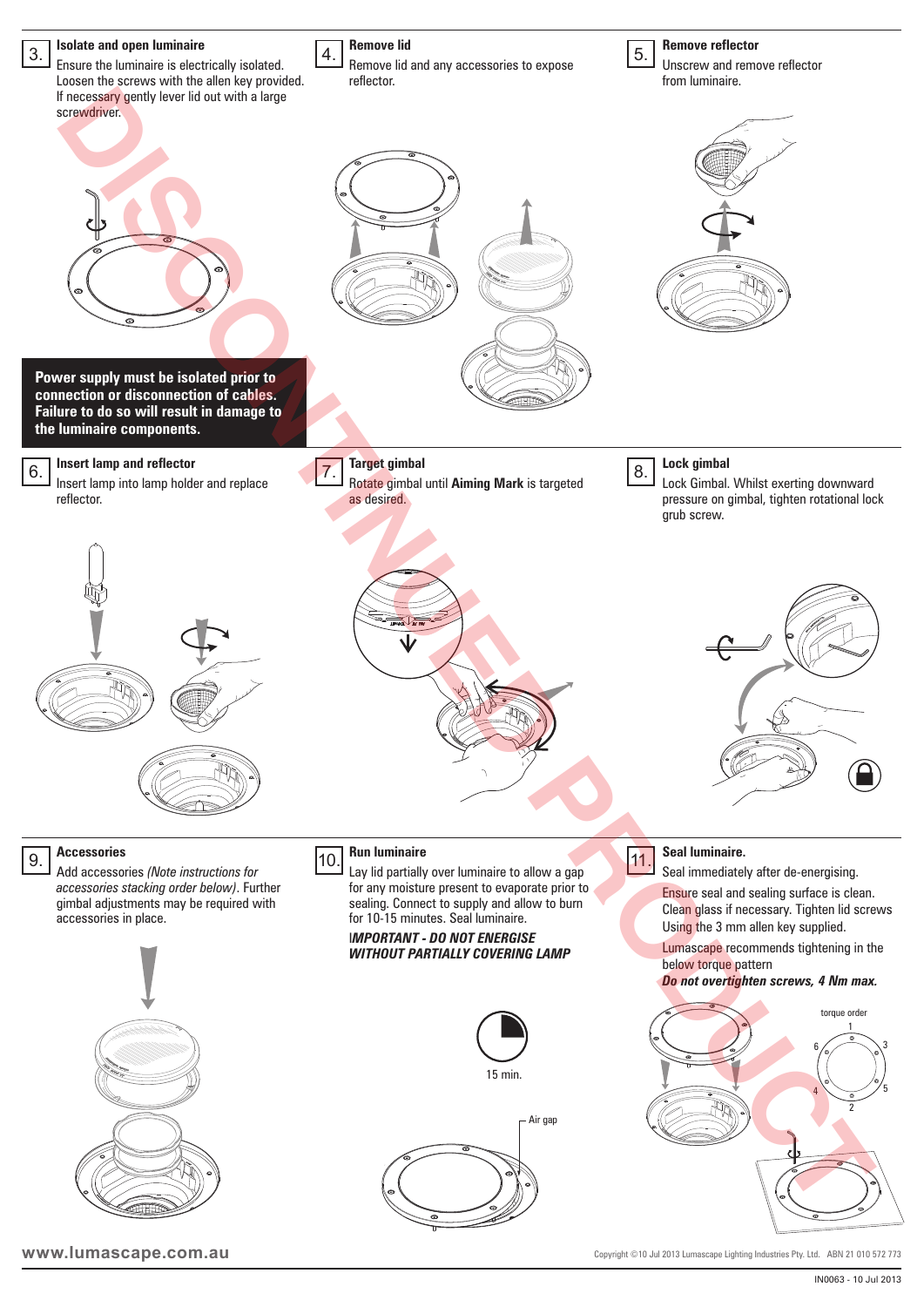## 3. Isolate and open luminaire

Ensure the luminaire is electrically isolated. Loosen the screws with the allen key provided. If necessary gently lever lid out with a large screwdriver.

**Power supply must be isolated prior to connection or disconnection of cables. Failure to do so will result in damage to the luminaire components.**

## 4. Remove lid

Remove lid and any accessories to expose reflector.

## 5. Remove reflector

Unscrew and remove reflector from luminaire.

## 6. Insert lamp and reflector

Insert lamp into lamp holder and replace reflector.

## 7. Target gimbal

Rotate gimbal until **Aiming Mark** is targeted as desired.

## 8. Lock gimbal

Lock Gimbal. Whilst exerting downward pressure on gimbal, tighten rotational lock grub screw.

## 9. Accessories

Add accessories *(Note instructions for accessories stacking order below)*. Further gimbal adjustments may be required with accessories in place.

## 10. Run luminaire

Lay lid partially over luminaire to allow a gap for any moisture present to evaporate prior to sealing. Connect to supply and allow to burn for 10-15 minutes. Seal luminaire.

***IMPORTANT - DO NOT ENERGISE WITHOUT PARTIALLY COVERING LAMP***

15 min.

Air gap

## 11. Seal luminaire.

Seal immediately after de-energising.

Ensure seal and sealing surface is clean. Clean glass if necessary. Tighten lid screws Using the 3 mm allen key supplied.

Lumascape recommends tightening in the below torque pattern

***Do not overtighten screws, 4 Nm max.***

torque order

1, 2, 3, 4, 5, 6

DISCONTINUED PRODUCT

www.lumascape.com.au

Copyright ©10 Jul 2013 Lumascape Lighting Industries Pty. Ltd. ABN 21 010 572 773

IN0063 - 10 Jul 2013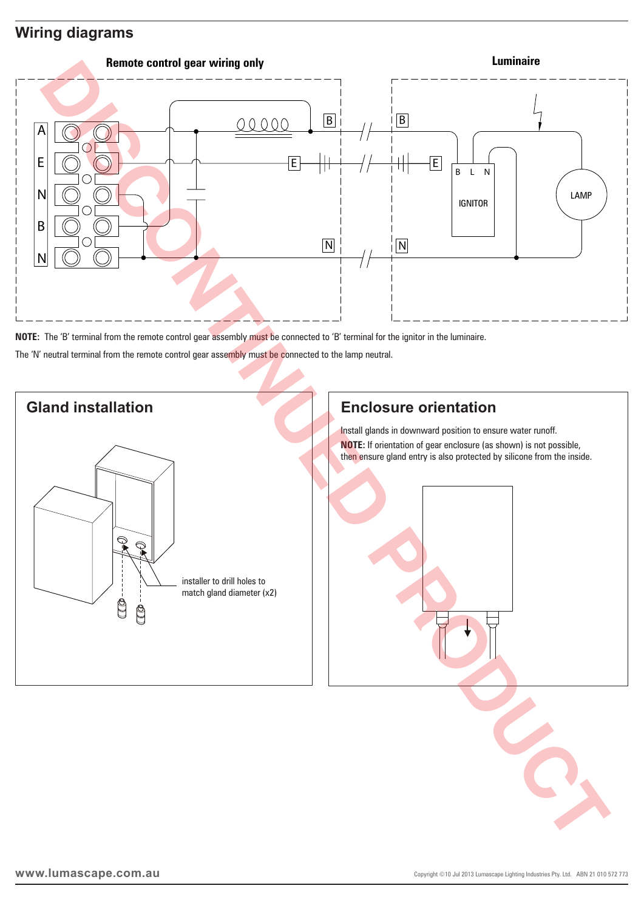## Wiring diagrams

**Remote control gear wiring only**

**Luminaire**

**NOTE:** The 'B' terminal from the remote control gear assembly must be connected to 'B' terminal for the ignitor in the luminaire.

The 'N' neutral terminal from the remote control gear assembly must be connected to the lamp neutral.

## Gland installation

installer to drill holes to match gland diameter (x2)

## Enclosure orientation

Install glands in downward position to ensure water runoff.

**NOTE:** If orientation of gear enclosure (as shown) is not possible, then ensure gland entry is also protected by silicone from the inside.

DISCONTINUED PRODUCT

www.lumascape.com.au

Copyright ©10 Jul 2013 Lumascape Lighting Industries Pty. Ltd. ABN 21 010 572 773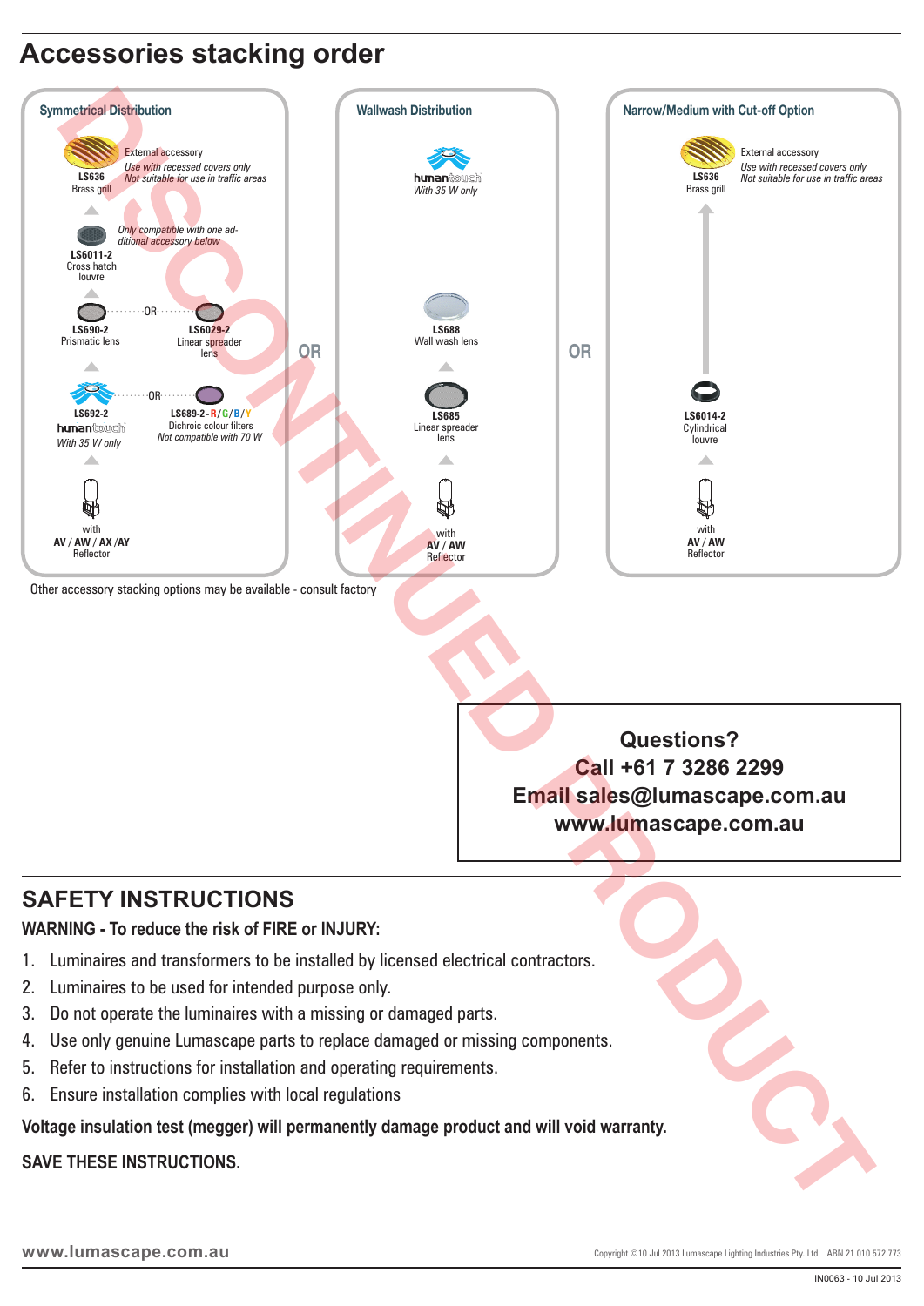# Accessories stacking order

## Symmetrical Distribution

**LS636**
Brass grill

External accessory
*Use with recessed covers only*
*Not suitable for use in traffic areas*

**LS6011-2**
Cross hatch louvre

*Only compatible with one additional accessory below*

**LS690-2**
Prismatic lens

OR

**LS6029-2**
Linear spreader lens

**LS692-2**
humantouch
*With 35 W only*

OR

**LS689-2 - R/G/B/Y**
Dichroic colour filters
*Not compatible with 70 W*

with
**AV / AW / AX / AY**
Reflector

**OR**

## Wallwash Distribution

humantouch
*With 35 W only*

**LS688**
Wall wash lens

**LS685**
Linear spreader lens

with
**AV / AW**
Reflector

**OR**

## Narrow/Medium with Cut-off Option

**LS636**
Brass grill

External accessory
*Use with recessed covers only*
*Not suitable for use in traffic areas*

**LS6014-2**
Cylindrical louvre

with
**AV / AW**
Reflector

Other accessory stacking options may be available - consult factory

DISCONTINUED PRODUCT

**Questions?**
**Call +61 7 3286 2299**
**Email sales@lumascape.com.au**
**www.lumascape.com.au**

## SAFETY INSTRUCTIONS

**WARNING - To reduce the risk of FIRE or INJURY:**

1. Luminaires and transformers to be installed by licensed electrical contractors.
2. Luminaires to be used for intended purpose only.
3. Do not operate the luminaires with a missing or damaged parts.
4. Use only genuine Lumascape parts to replace damaged or missing components.
5. Refer to instructions for installation and operating requirements.
6. Ensure installation complies with local regulations

**Voltage insulation test (megger) will permanently damage product and will void warranty.**

**SAVE THESE INSTRUCTIONS.**

www.lumascape.com.au

Copyright ©10 Jul 2013 Lumascape Lighting Industries Pty. Ltd. ABN 21 010 572 773

IN0063 - 10 Jul 2013